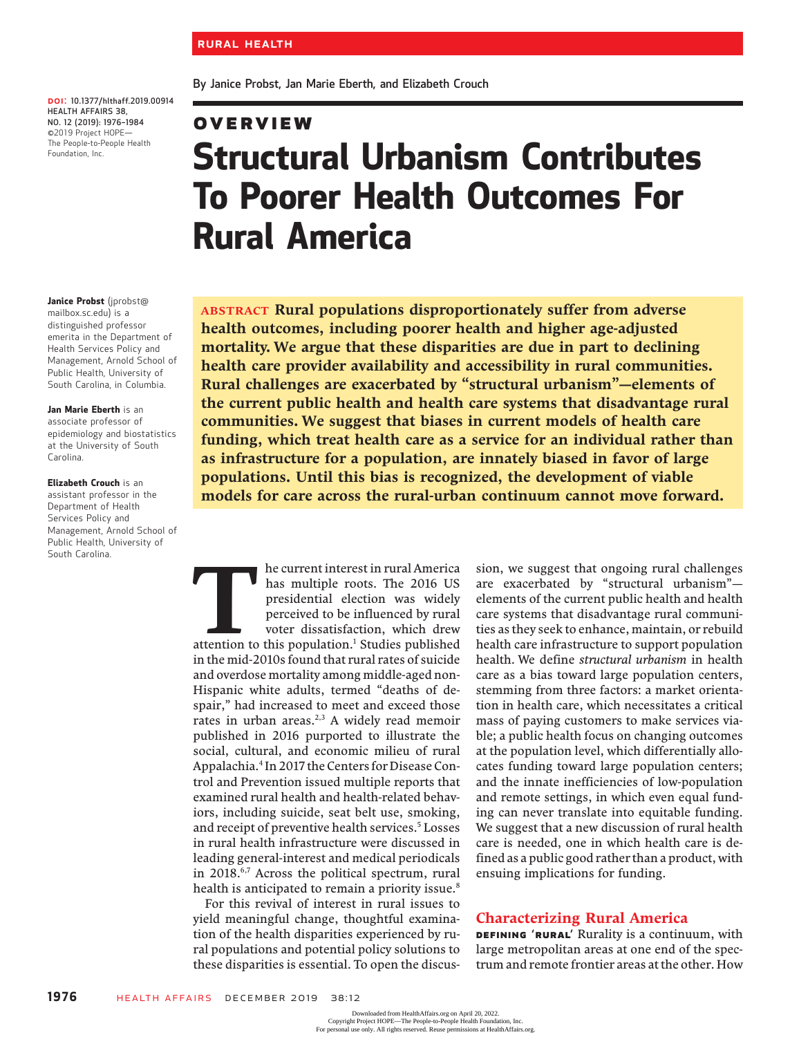RURAL HEALTH

By Janice Probst, Jan Marie Eberth, and Elizabeth Crouch

DOI: 10.1377/hlthaff.2019.00914
HEALTH AFFAIRS 38, NO. 12 (2019): 1976–1984
©2019 Project HOPE—The People-to-People Health Foundation, Inc.

OVERVIEW

# Structural Urbanism Contributes To Poorer Health Outcomes For Rural America

**Janice Probst** (jprobst@mailbox.sc.edu) is a distinguished professor emerita in the Department of Health Services Policy and Management, Arnold School of Public Health, University of South Carolina, in Columbia.

**Jan Marie Eberth** is an associate professor of epidemiology and biostatistics at the University of South Carolina.

**Elizabeth Crouch** is an assistant professor in the Department of Health Services Policy and Management, Arnold School of Public Health, University of South Carolina.

**ABSTRACT Rural populations disproportionately suffer from adverse health outcomes, including poorer health and higher age-adjusted mortality. We argue that these disparities are due in part to declining health care provider availability and accessibility in rural communities. Rural challenges are exacerbated by "structural urbanism"—elements of the current public health and health care systems that disadvantage rural communities. We suggest that biases in current models of health care funding, which treat health care as a service for an individual rather than as infrastructure for a population, are innately biased in favor of large populations. Until this bias is recognized, the development of viable models for care across the rural-urban continuum cannot move forward.**

The current interest in rural America has multiple roots. The 2016 US presidential election was widely perceived to be influenced by rural voter dissatisfaction, which drew attention to this population.[1] Studies published in the mid-2010s found that rural rates of suicide and overdose mortality among middle-aged non-Hispanic white adults, termed "deaths of despair," had increased to meet and exceed those rates in urban areas.[2,3] A widely read memoir published in 2016 purported to illustrate the social, cultural, and economic milieu of rural Appalachia.[4] In 2017 the Centers for Disease Control and Prevention issued multiple reports that examined rural health and health-related behaviors, including suicide, seat belt use, smoking, and receipt of preventive health services.[5] Losses in rural health infrastructure were discussed in leading general-interest and medical periodicals in 2018.[6,7] Across the political spectrum, rural health is anticipated to remain a priority issue.[8]

For this revival of interest in rural issues to yield meaningful change, thoughtful examination of the health disparities experienced by rural populations and potential policy solutions to these disparities is essential. To open the discussion, we suggest that ongoing rural challenges are exacerbated by "structural urbanism"—elements of the current public health and health care systems that disadvantage rural communities as they seek to enhance, maintain, or rebuild health care infrastructure to support population health. We define *structural urbanism* in health care as a bias toward large population centers, stemming from three factors: a market orientation in health care, which necessitates a critical mass of paying customers to make services viable; a public health focus on changing outcomes at the population level, which differentially allocates funding toward large population centers; and the innate inefficiencies of low-population and remote settings, in which even equal funding can never translate into equitable funding. We suggest that a new discussion of rural health care is needed, one in which health care is defined as a public good rather than a product, with ensuing implications for funding.

## Characterizing Rural America

**DEFINING 'RURAL'** Rurality is a continuum, with large metropolitan areas at one end of the spectrum and remote frontier areas at the other. How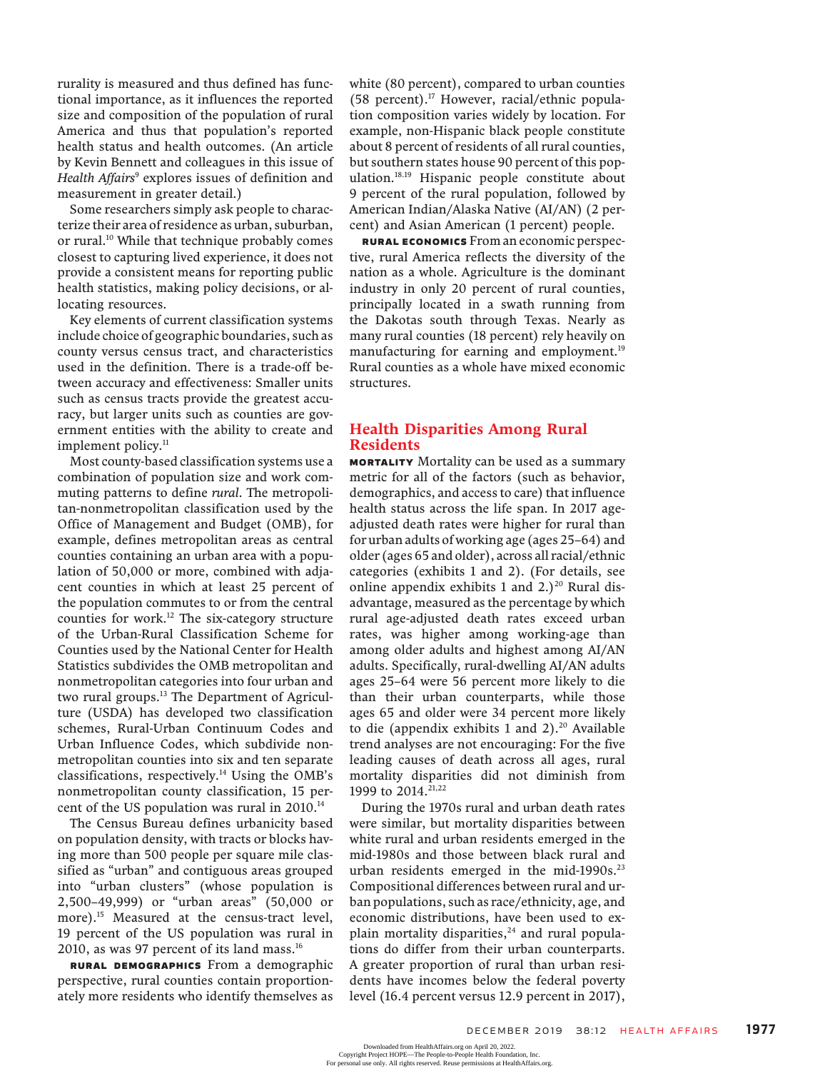rurality is measured and thus defined has functional importance, as it influences the reported size and composition of the population of rural America and thus that population's reported health status and health outcomes. (An article by Kevin Bennett and colleagues in this issue of *Health Affairs*[9] explores issues of definition and measurement in greater detail.)

Some researchers simply ask people to characterize their area of residence as urban, suburban, or rural.[10] While that technique probably comes closest to capturing lived experience, it does not provide a consistent means for reporting public health statistics, making policy decisions, or allocating resources.

Key elements of current classification systems include choice of geographic boundaries, such as county versus census tract, and characteristics used in the definition. There is a trade-off between accuracy and effectiveness: Smaller units such as census tracts provide the greatest accuracy, but larger units such as counties are government entities with the ability to create and implement policy.[11]

Most county-based classification systems use a combination of population size and work commuting patterns to define *rural*. The metropolitan-nonmetropolitan classification used by the Office of Management and Budget (OMB), for example, defines metropolitan areas as central counties containing an urban area with a population of 50,000 or more, combined with adjacent counties in which at least 25 percent of the population commutes to or from the central counties for work.[12] The six-category structure of the Urban-Rural Classification Scheme for Counties used by the National Center for Health Statistics subdivides the OMB metropolitan and nonmetropolitan categories into four urban and two rural groups.[13] The Department of Agriculture (USDA) has developed two classification schemes, Rural-Urban Continuum Codes and Urban Influence Codes, which subdivide nonmetropolitan counties into six and ten separate classifications, respectively.[14] Using the OMB's nonmetropolitan county classification, 15 percent of the US population was rural in 2010.[14]

The Census Bureau defines urbanicity based on population density, with tracts or blocks having more than 500 people per square mile classified as "urban" and contiguous areas grouped into "urban clusters" (whose population is 2,500–49,999) or "urban areas" (50,000 or more).[15] Measured at the census-tract level, 19 percent of the US population was rural in 2010, as was 97 percent of its land mass.[16]

**RURAL DEMOGRAPHICS** From a demographic perspective, rural counties contain proportionately more residents who identify themselves as white (80 percent), compared to urban counties (58 percent).[17] However, racial/ethnic population composition varies widely by location. For example, non-Hispanic black people constitute about 8 percent of residents of all rural counties, but southern states house 90 percent of this population.[18,19] Hispanic people constitute about 9 percent of the rural population, followed by American Indian/Alaska Native (AI/AN) (2 percent) and Asian American (1 percent) people.

**RURAL ECONOMICS** From an economic perspective, rural America reflects the diversity of the nation as a whole. Agriculture is the dominant industry in only 20 percent of rural counties, principally located in a swath running from the Dakotas south through Texas. Nearly as many rural counties (18 percent) rely heavily on manufacturing for earning and employment.[19] Rural counties as a whole have mixed economic structures.

## Health Disparities Among Rural Residents

**MORTALITY** Mortality can be used as a summary metric for all of the factors (such as behavior, demographics, and access to care) that influence health status across the life span. In 2017 age-adjusted death rates were higher for rural than for urban adults of working age (ages 25–64) and older (ages 65 and older), across all racial/ethnic categories (exhibits 1 and 2). (For details, see online appendix exhibits 1 and 2.)[20] Rural disadvantage, measured as the percentage by which rural age-adjusted death rates exceed urban rates, was higher among working-age than among older adults and highest among AI/AN adults. Specifically, rural-dwelling AI/AN adults ages 25–64 were 56 percent more likely to die than their urban counterparts, while those ages 65 and older were 34 percent more likely to die (appendix exhibits 1 and 2).[20] Available trend analyses are not encouraging: For the five leading causes of death across all ages, rural mortality disparities did not diminish from 1999 to 2014.[21,22]

During the 1970s rural and urban death rates were similar, but mortality disparities between white rural and urban residents emerged in the mid-1980s and those between black rural and urban residents emerged in the mid-1990s.[23] Compositional differences between rural and urban populations, such as race/ethnicity, age, and economic distributions, have been used to explain mortality disparities,[24] and rural populations do differ from their urban counterparts. A greater proportion of rural than urban residents have incomes below the federal poverty level (16.4 percent versus 12.9 percent in 2017),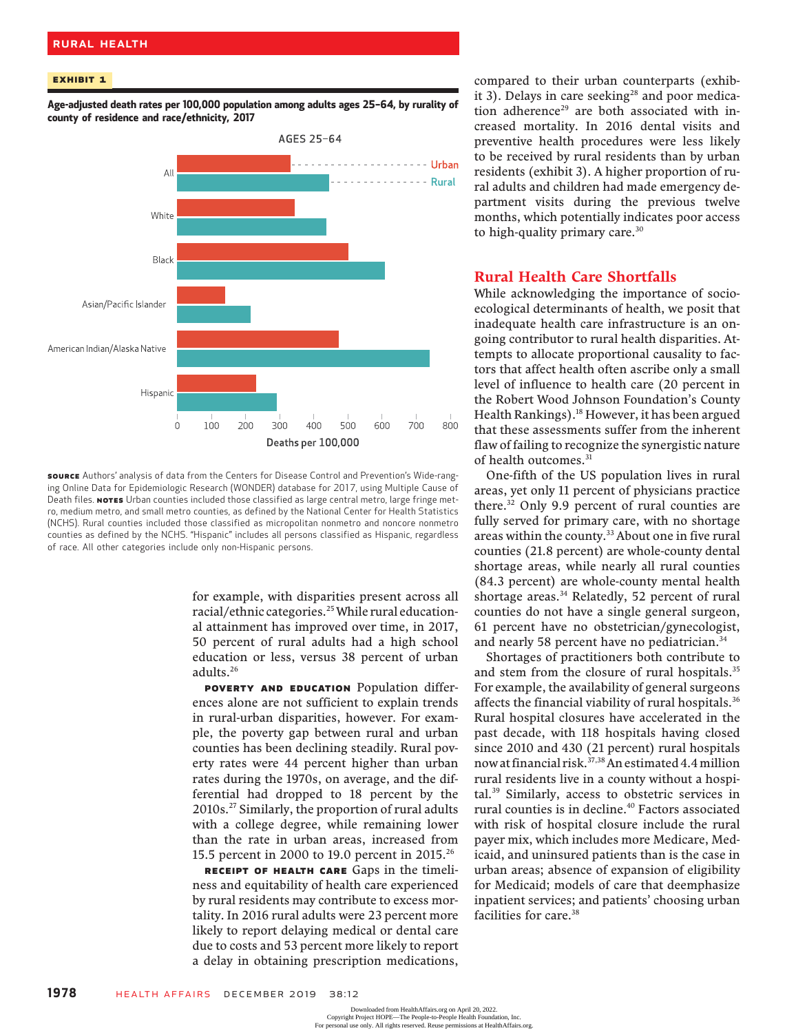**EXHIBIT 1**

**Age-adjusted death rates per 100,000 population among adults ages 25–64, by rurality of county of residence and race/ethnicity, 2017**

**SOURCE** Authors' analysis of data from the Centers for Disease Control and Prevention's Wide-ranging Online Data for Epidemiologic Research (WONDER) database for 2017, using Multiple Cause of Death files. **NOTES** Urban counties included those classified as large central metro, large fringe metro, medium metro, and small metro counties, as defined by the National Center for Health Statistics (NCHS). Rural counties included those classified as micropolitan nonmetro and noncore nonmetro counties as defined by the NCHS. "Hispanic" includes all persons classified as Hispanic, regardless of race. All other categories include only non-Hispanic persons.

for example, with disparities present across all racial/ethnic categories.[25] While rural educational attainment has improved over time, in 2017, 50 percent of rural adults had a high school education or less, versus 38 percent of urban adults.[26]

**POVERTY AND EDUCATION** Population differences alone are not sufficient to explain trends in rural-urban disparities, however. For example, the poverty gap between rural and urban counties has been declining steadily. Rural poverty rates were 44 percent higher than urban rates during the 1970s, on average, and the differential had dropped to 18 percent by the 2010s.[27] Similarly, the proportion of rural adults with a college degree, while remaining lower than the rate in urban areas, increased from 15.5 percent in 2000 to 19.0 percent in 2015.[26]

**RECEIPT OF HEALTH CARE** Gaps in the timeliness and equitability of health care experienced by rural residents may contribute to excess mortality. In 2016 rural adults were 23 percent more likely to report delaying medical or dental care due to costs and 53 percent more likely to report a delay in obtaining prescription medications, compared to their urban counterparts (exhibit 3). Delays in care seeking[28] and poor medication adherence[29] are both associated with increased mortality. In 2016 dental visits and preventive health procedures were less likely to be received by rural residents than by urban residents (exhibit 3). A higher proportion of rural adults and children had made emergency department visits during the previous twelve months, which potentially indicates poor access to high-quality primary care.[30]

## Rural Health Care Shortfalls

While acknowledging the importance of socio-ecological determinants of health, we posit that inadequate health care infrastructure is an ongoing contributor to rural health disparities. Attempts to allocate proportional causality to factors that affect health often ascribe only a small level of influence to health care (20 percent in the Robert Wood Johnson Foundation's County Health Rankings).[18] However, it has been argued that these assessments suffer from the inherent flaw of failing to recognize the synergistic nature of health outcomes.[31]

One-fifth of the US population lives in rural areas, yet only 11 percent of physicians practice there.[32] Only 9.9 percent of rural counties are fully served for primary care, with no shortage areas within the county.[33] About one in five rural counties (21.8 percent) are whole-county dental shortage areas, while nearly all rural counties (84.3 percent) are whole-county mental health shortage areas.[34] Relatedly, 52 percent of rural counties do not have a single general surgeon, 61 percent have no obstetrician/gynecologist, and nearly 58 percent have no pediatrician.[34]

Shortages of practitioners both contribute to and stem from the closure of rural hospitals.[35] For example, the availability of general surgeons affects the financial viability of rural hospitals.[36] Rural hospital closures have accelerated in the past decade, with 118 hospitals having closed since 2010 and 430 (21 percent) rural hospitals now at financial risk.[37,38] An estimated 4.4 million rural residents live in a county without a hospital.[39] Similarly, access to obstetric services in rural counties is in decline.[40] Factors associated with risk of hospital closure include the rural payer mix, which includes more Medicare, Medicaid, and uninsured patients than is the case in urban areas; absence of expansion of eligibility for Medicaid; models of care that deemphasize inpatient services; and patients' choosing urban facilities for care.[38]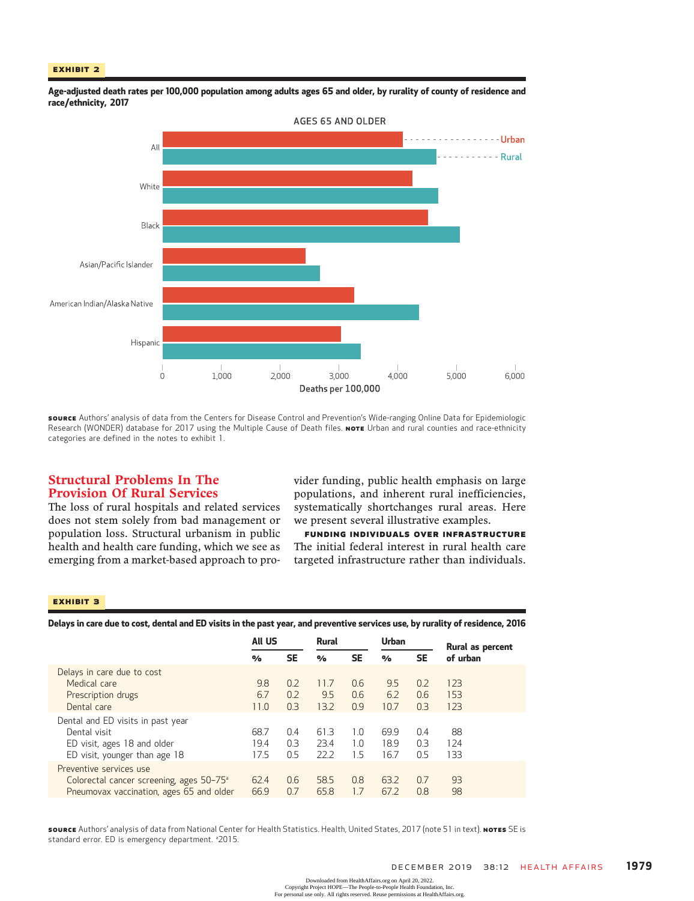**EXHIBIT 2**

**Age-adjusted death rates per 100,000 population among adults ages 65 and older, by rurality of county of residence and race/ethnicity, 2017**

AGES 65 AND OLDER

| | Urban | Rural |
|---|---|---|
| All | | |
| White | | |
| Black | | |
| Asian/Pacific Islander | | |
| American Indian/Alaska Native | | |
| Hispanic | | |

Deaths per 100,000 (axis: 0, 1,000, 2,000, 3,000, 4,000, 5,000, 6,000)

**SOURCE** Authors' analysis of data from the Centers for Disease Control and Prevention's Wide-ranging Online Data for Epidemiologic Research (WONDER) database for 2017 using the Multiple Cause of Death files. **NOTE** Urban and rural counties and race-ethnicity categories are defined in the notes to exhibit 1.

## Structural Problems In The Provision Of Rural Services

The loss of rural hospitals and related services does not stem solely from bad management or population loss. Structural urbanism in public health and health care funding, which we see as emerging from a market-based approach to provider funding, public health emphasis on large populations, and inherent rural inefficiencies, systematically shortchanges rural areas. Here we present several illustrative examples.

**FUNDING INDIVIDUALS OVER INFRASTRUCTURE** The initial federal interest in rural health care targeted infrastructure rather than individuals.

**EXHIBIT 3**

**Delays in care due to cost, dental and ED visits in the past year, and preventive services use, by rurality of residence, 2016**

| | All US % | All US SE | Rural % | Rural SE | Urban % | Urban SE | Rural as percent of urban |
|---|---|---|---|---|---|---|---|
| **Delays in care due to cost** | | | | | | | |
| Medical care | 9.8 | 0.2 | 11.7 | 0.6 | 9.5 | 0.2 | 123 |
| Prescription drugs | 6.7 | 0.2 | 9.5 | 0.6 | 6.2 | 0.6 | 153 |
| Dental care | 11.0 | 0.3 | 13.2 | 0.9 | 10.7 | 0.3 | 123 |
| **Dental and ED visits in past year** | | | | | | | |
| Dental visit | 68.7 | 0.4 | 61.3 | 1.0 | 69.9 | 0.4 | 88 |
| ED visit, ages 18 and older | 19.4 | 0.3 | 23.4 | 1.0 | 18.9 | 0.3 | 124 |
| ED visit, younger than age 18 | 17.5 | 0.5 | 22.2 | 1.5 | 16.7 | 0.5 | 133 |
| **Preventive services use** | | | | | | | |
| Colorectal cancer screening, ages 50–75[a] | 62.4 | 0.6 | 58.5 | 0.8 | 63.2 | 0.7 | 93 |
| Pneumovax vaccination, ages 65 and older | 66.9 | 0.7 | 65.8 | 1.7 | 67.2 | 0.8 | 98 |

**SOURCE** Authors' analysis of data from National Center for Health Statistics. Health, United States, 2017 (note 51 in text). **NOTES** SE is standard error. ED is emergency department. [a]2015.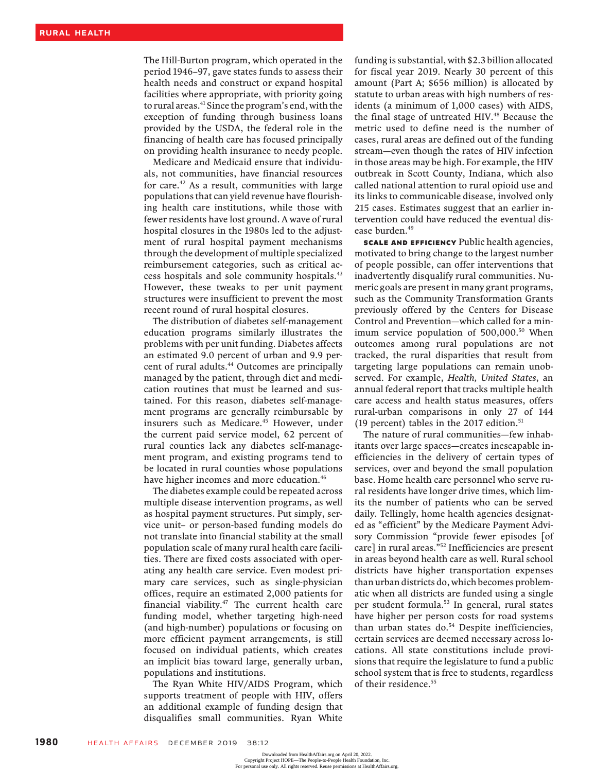The Hill-Burton program, which operated in the period 1946–97, gave states funds to assess their health needs and construct or expand hospital facilities where appropriate, with priority going to rural areas.[41] Since the program's end, with the exception of funding through business loans provided by the USDA, the federal role in the financing of health care has focused principally on providing health insurance to needy people.

Medicare and Medicaid ensure that individuals, not communities, have financial resources for care.[42] As a result, communities with large populations that can yield revenue have flourishing health care institutions, while those with fewer residents have lost ground. A wave of rural hospital closures in the 1980s led to the adjustment of rural hospital payment mechanisms through the development of multiple specialized reimbursement categories, such as critical access hospitals and sole community hospitals.[43] However, these tweaks to per unit payment structures were insufficient to prevent the most recent round of rural hospital closures.

The distribution of diabetes self-management education programs similarly illustrates the problems with per unit funding. Diabetes affects an estimated 9.0 percent of urban and 9.9 percent of rural adults.[44] Outcomes are principally managed by the patient, through diet and medication routines that must be learned and sustained. For this reason, diabetes self-management programs are generally reimbursable by insurers such as Medicare.[45] However, under the current paid service model, 62 percent of rural counties lack any diabetes self-management program, and existing programs tend to be located in rural counties whose populations have higher incomes and more education.[46]

The diabetes example could be repeated across multiple disease intervention programs, as well as hospital payment structures. Put simply, service unit– or person-based funding models do not translate into financial stability at the small population scale of many rural health care facilities. There are fixed costs associated with operating any health care service. Even modest primary care services, such as single-physician offices, require an estimated 2,000 patients for financial viability.[47] The current health care funding model, whether targeting high-need (and high-number) populations or focusing on more efficient payment arrangements, is still focused on individual patients, which creates an implicit bias toward large, generally urban, populations and institutions.

The Ryan White HIV/AIDS Program, which supports treatment of people with HIV, offers an additional example of funding design that disqualifies small communities. Ryan White funding is substantial, with $2.3 billion allocated for fiscal year 2019. Nearly 30 percent of this amount (Part A; $656 million) is allocated by statute to urban areas with high numbers of residents (a minimum of 1,000 cases) with AIDS, the final stage of untreated HIV.[48] Because the metric used to define need is the number of cases, rural areas are defined out of the funding stream—even though the rates of HIV infection in those areas may be high. For example, the HIV outbreak in Scott County, Indiana, which also called national attention to rural opioid use and its links to communicable disease, involved only 215 cases. Estimates suggest that an earlier intervention could have reduced the eventual disease burden.[49]

**Scale And Efficiency** Public health agencies, motivated to bring change to the largest number of people possible, can offer interventions that inadvertently disqualify rural communities. Numeric goals are present in many grant programs, such as the Community Transformation Grants previously offered by the Centers for Disease Control and Prevention—which called for a minimum service population of 500,000.[50] When outcomes among rural populations are not tracked, the rural disparities that result from targeting large populations can remain unobserved. For example, *Health, United States*, an annual federal report that tracks multiple health care access and health status measures, offers rural-urban comparisons in only 27 of 144 (19 percent) tables in the 2017 edition.[51]

The nature of rural communities—few inhabitants over large spaces—creates inescapable inefficiencies in the delivery of certain types of services, over and beyond the small population base. Home health care personnel who serve rural residents have longer drive times, which limits the number of patients who can be served daily. Tellingly, home health agencies designated as "efficient" by the Medicare Payment Advisory Commission "provide fewer episodes [of care] in rural areas."[52] Inefficiencies are present in areas beyond health care as well. Rural school districts have higher transportation expenses than urban districts do, which becomes problematic when all districts are funded using a single per student formula.[53] In general, rural states have higher per person costs for road systems than urban states do.[54] Despite inefficiencies, certain services are deemed necessary across locations. All state constitutions include provisions that require the legislature to fund a public school system that is free to students, regardless of their residence.[55]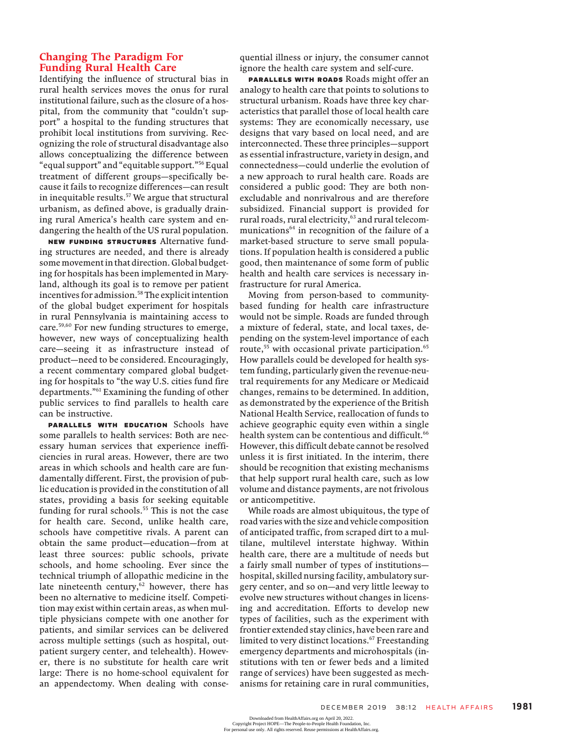## Changing The Paradigm For Funding Rural Health Care

Identifying the influence of structural bias in rural health services moves the onus for rural institutional failure, such as the closure of a hospital, from the community that "couldn't support" a hospital to the funding structures that prohibit local institutions from surviving. Recognizing the role of structural disadvantage also allows conceptualizing the difference between "equal support" and "equitable support."[56] Equal treatment of different groups—specifically because it fails to recognize differences—can result in inequitable results.[57] We argue that structural urbanism, as defined above, is gradually draining rural America's health care system and endangering the health of the US rural population.

**NEW FUNDING STRUCTURES** Alternative funding structures are needed, and there is already some movement in that direction. Global budgeting for hospitals has been implemented in Maryland, although its goal is to remove per patient incentives for admission.[58] The explicit intention of the global budget experiment for hospitals in rural Pennsylvania is maintaining access to care.[59,60] For new funding structures to emerge, however, new ways of conceptualizing health care—seeing it as infrastructure instead of product—need to be considered. Encouragingly, a recent commentary compared global budgeting for hospitals to "the way U.S. cities fund fire departments."[61] Examining the funding of other public services to find parallels to health care can be instructive.

**PARALLELS WITH EDUCATION** Schools have some parallels to health services: Both are necessary human services that experience inefficiencies in rural areas. However, there are two areas in which schools and health care are fundamentally different. First, the provision of public education is provided in the constitution of all states, providing a basis for seeking equitable funding for rural schools.[55] This is not the case for health care. Second, unlike health care, schools have competitive rivals. A parent can obtain the same product—education—from at least three sources: public schools, private schools, and home schooling. Ever since the technical triumph of allopathic medicine in the late nineteenth century,[62] however, there has been no alternative to medicine itself. Competition may exist within certain areas, as when multiple physicians compete with one another for patients, and similar services can be delivered across multiple settings (such as hospital, outpatient surgery center, and telehealth). However, there is no substitute for health care writ large: There is no home-school equivalent for an appendectomy. When dealing with consequential illness or injury, the consumer cannot ignore the health care system and self-cure.

**PARALLELS WITH ROADS** Roads might offer an analogy to health care that points to solutions to structural urbanism. Roads have three key characteristics that parallel those of local health care systems: They are economically necessary, use designs that vary based on local need, and are interconnected. These three principles—support as essential infrastructure, variety in design, and connectedness—could underlie the evolution of a new approach to rural health care. Roads are considered a public good: They are both nonexcludable and nonrivalrous and are therefore subsidized. Financial support is provided for rural roads, rural electricity,[63] and rural telecommunications[64] in recognition of the failure of a market-based structure to serve small populations. If population health is considered a public good, then maintenance of some form of public health and health care services is necessary infrastructure for rural America.

Moving from person-based to community-based funding for health care infrastructure would not be simple. Roads are funded through a mixture of federal, state, and local taxes, depending on the system-level importance of each route,[55] with occasional private participation.[65] How parallels could be developed for health system funding, particularly given the revenue-neutral requirements for any Medicare or Medicaid changes, remains to be determined. In addition, as demonstrated by the experience of the British National Health Service, reallocation of funds to achieve geographic equity even within a single health system can be contentious and difficult.[66] However, this difficult debate cannot be resolved unless it is first initiated. In the interim, there should be recognition that existing mechanisms that help support rural health care, such as low volume and distance payments, are not frivolous or anticompetitive.

While roads are almost ubiquitous, the type of road varies with the size and vehicle composition of anticipated traffic, from scraped dirt to a multilane, multilevel interstate highway. Within health care, there are a multitude of needs but a fairly small number of types of institutions—hospital, skilled nursing facility, ambulatory surgery center, and so on—and very little leeway to evolve new structures without changes in licensing and accreditation. Efforts to develop new types of facilities, such as the experiment with frontier extended stay clinics, have been rare and limited to very distinct locations.[67] Freestanding emergency departments and microhospitals (institutions with ten or fewer beds and a limited range of services) have been suggested as mechanisms for retaining care in rural communities,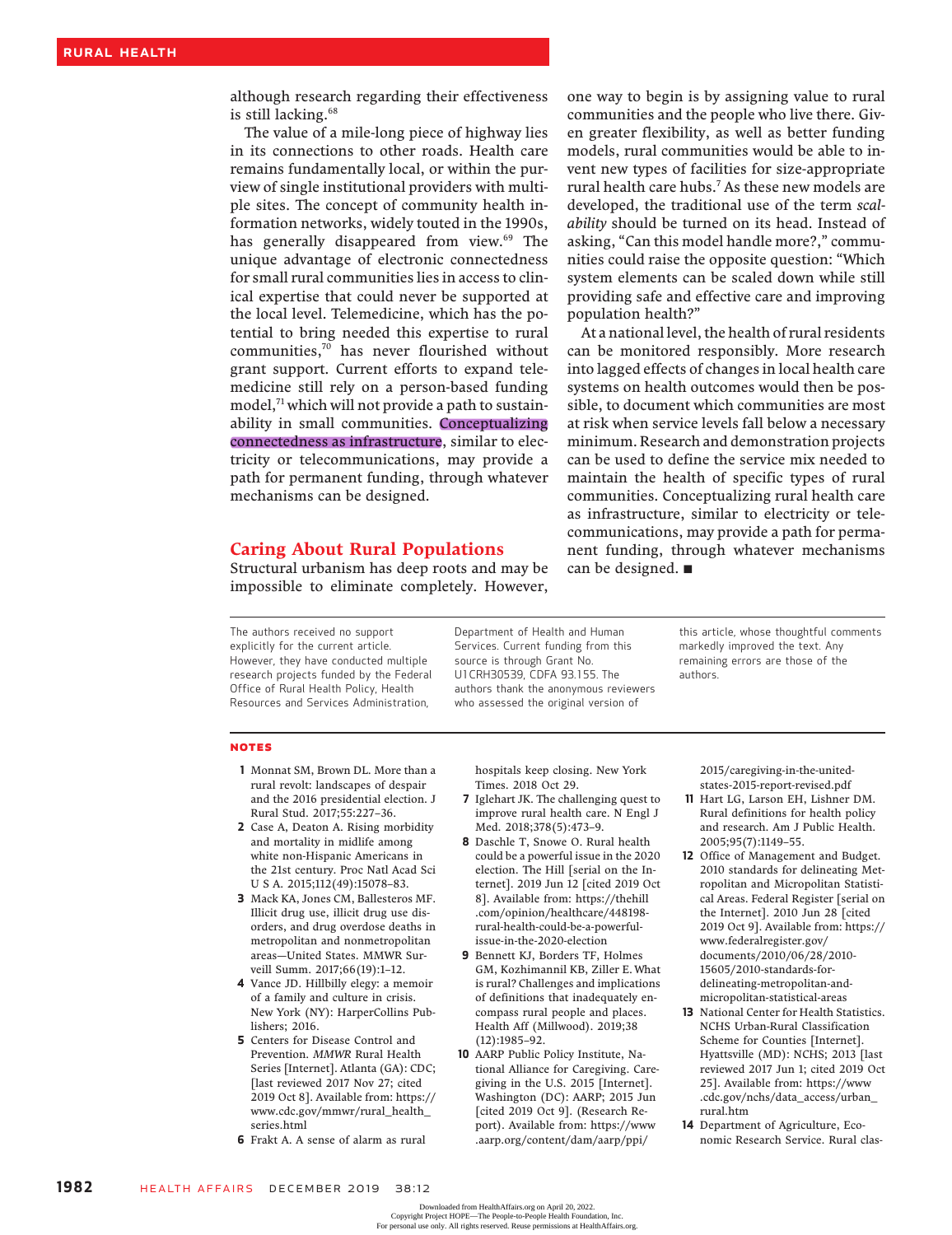although research regarding their effectiveness is still lacking.[68]

The value of a mile-long piece of highway lies in its connections to other roads. Health care remains fundamentally local, or within the purview of single institutional providers with multiple sites. The concept of community health information networks, widely touted in the 1990s, has generally disappeared from view.[69] The unique advantage of electronic connectedness for small rural communities lies in access to clinical expertise that could never be supported at the local level. Telemedicine, which has the potential to bring needed this expertise to rural communities,[70] has never flourished without grant support. Current efforts to expand telemedicine still rely on a person-based funding model,[71] which will not provide a path to sustainability in small communities. Conceptualizing connectedness as infrastructure, similar to electricity or telecommunications, may provide a path for permanent funding, through whatever mechanisms can be designed.

## Caring About Rural Populations

Structural urbanism has deep roots and may be impossible to eliminate completely. However, one way to begin is by assigning value to rural communities and the people who live there. Given greater flexibility, as well as better funding models, rural communities would be able to invent new types of facilities for size-appropriate rural health care hubs.[7] As these new models are developed, the traditional use of the term *scalability* should be turned on its head. Instead of asking, "Can this model handle more?," communities could raise the opposite question: "Which system elements can be scaled down while still providing safe and effective care and improving population health?"

At a national level, the health of rural residents can be monitored responsibly. More research into lagged effects of changes in local health care systems on health outcomes would then be possible, to document which communities are most at risk when service levels fall below a necessary minimum. Research and demonstration projects can be used to define the service mix needed to maintain the health of specific types of rural communities. Conceptualizing rural health care as infrastructure, similar to electricity or telecommunications, may provide a path for permanent funding, through whatever mechanisms can be designed. ■

---

The authors received no support explicitly for the current article. However, they have conducted multiple research projects funded by the Federal Office of Rural Health Policy, Health Resources and Services Administration, Department of Health and Human Services. Current funding from this source is through Grant No. U1CRH30539, CFDA 93.155. The authors thank the anonymous reviewers who assessed the original version of this article, whose thoughtful comments markedly improved the text. Any remaining errors are those of the authors.

## NOTES

1. Monnat SM, Brown DL. More than a rural revolt: landscapes of despair and the 2016 presidential election. J Rural Stud. 2017;55:227–36.
2. Case A, Deaton A. Rising morbidity and mortality in midlife among white non-Hispanic Americans in the 21st century. Proc Natl Acad Sci U S A. 2015;112(49):15078–83.
3. Mack KA, Jones CM, Ballesteros MF. Illicit drug use, illicit drug use disorders, and drug overdose deaths in metropolitan and nonmetropolitan areas—United States. MMWR Surveill Summ. 2017;66(19):1–12.
4. Vance JD. Hillbilly elegy: a memoir of a family and culture in crisis. New York (NY): HarperCollins Publishers; 2016.
5. Centers for Disease Control and Prevention. *MMWR* Rural Health Series [Internet]. Atlanta (GA): CDC; [last reviewed 2017 Nov 27; cited 2019 Oct 8]. Available from: https://www.cdc.gov/mmwr/rural_health_series.html
6. Frakt A. A sense of alarm as rural hospitals keep closing. New York Times. 2018 Oct 29.
7. Iglehart JK. The challenging quest to improve rural health care. N Engl J Med. 2018;378(5):473–9.
8. Daschle T, Snowe O. Rural health could be a powerful issue in the 2020 election. The Hill [serial on the Internet]. 2019 Jun 12 [cited 2019 Oct 8]. Available from: https://thehill.com/opinion/healthcare/448198-rural-health-could-be-a-powerful-issue-in-the-2020-election
9. Bennett KJ, Borders TF, Holmes GM, Kozhimannil KB, Ziller E. What is rural? Challenges and implications of definitions that inadequately encompass rural people and places. Health Aff (Millwood). 2019;38(12):1985–92.
10. AARP Public Policy Institute, National Alliance for Caregiving. Caregiving in the U.S. 2015 [Internet]. Washington (DC): AARP; 2015 Jun [cited 2019 Oct 9]. (Research Report). Available from: https://www.aarp.org/content/dam/aarp/ppi/2015/caregiving-in-the-united-states-2015-report-revised.pdf
11. Hart LG, Larson EH, Lishner DM. Rural definitions for health policy and research. Am J Public Health. 2005;95(7):1149–55.
12. Office of Management and Budget. 2010 standards for delineating Metropolitan and Micropolitan Statistical Areas. Federal Register [serial on the Internet]. 2010 Jun 28 [cited 2019 Oct 9]. Available from: https://www.federalregister.gov/documents/2010/06/28/2010-15605/2010-standards-for-delineating-metropolitan-and-micropolitan-statistical-areas
13. National Center for Health Statistics. NCHS Urban-Rural Classification Scheme for Counties [Internet]. Hyattsville (MD): NCHS; 2013 [last reviewed 2017 Jun 1; cited 2019 Oct 25]. Available from: https://www.cdc.gov/nchs/data_access/urban_rural.htm
14. Department of Agriculture, Economic Research Service. Rural clas-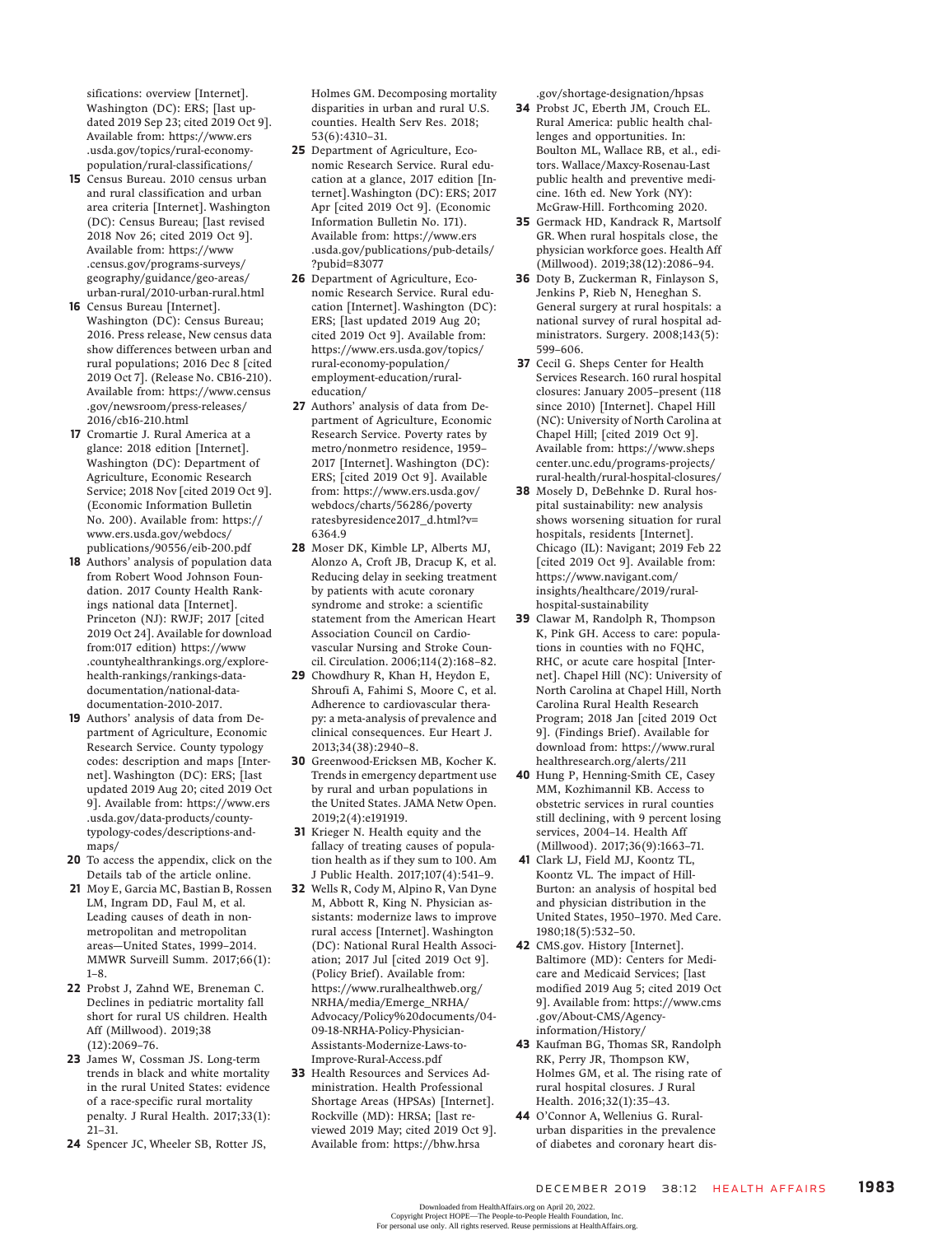sifications: overview [Internet]. Washington (DC): ERS; [last updated 2019 Sep 23; cited 2019 Oct 9]. Available from: https://www.ers.usda.gov/topics/rural-economy-population/rural-classifications/

15 Census Bureau. 2010 census urban and rural classification and urban area criteria [Internet]. Washington (DC): Census Bureau; [last revised 2018 Nov 26; cited 2019 Oct 9]. Available from: https://www.census.gov/programs-surveys/geography/guidance/geo-areas/urban-rural/2010-urban-rural.html

16 Census Bureau [Internet]. Washington (DC): Census Bureau; 2016. Press release, New census data show differences between urban and rural populations; 2016 Dec 8 [cited 2019 Oct 7]. (Release No. CB16-210). Available from: https://www.census.gov/newsroom/press-releases/2016/cb16-210.html

17 Cromartie J. Rural America at a glance: 2018 edition [Internet]. Washington (DC): Department of Agriculture, Economic Research Service; 2018 Nov [cited 2019 Oct 9]. (Economic Information Bulletin No. 200). Available from: https://www.ers.usda.gov/webdocs/publications/90556/eib-200.pdf

18 Authors' analysis of population data from Robert Wood Johnson Foundation. 2017 County Health Rankings national data [Internet]. Princeton (NJ): RWJF; 2017 [cited 2019 Oct 24]. Available for download from:017 edition) https://www.countyhealthrankings.org/explore-health-rankings/rankings-data-documentation/national-data-documentation-2010-2017.

19 Authors' analysis of data from Department of Agriculture, Economic Research Service. County typology codes: description and maps [Internet]. Washington (DC): ERS; [last updated 2019 Aug 20; cited 2019 Oct 9]. Available from: https://www.ers.usda.gov/data-products/county-typology-codes/descriptions-and-maps/

20 To access the appendix, click on the Details tab of the article online.

21 Moy E, Garcia MC, Bastian B, Rossen LM, Ingram DD, Faul M, et al. Leading causes of death in nonmetropolitan and metropolitan areas—United States, 1999–2014. MMWR Surveill Summ. 2017;66(1):1–8.

22 Probst J, Zahnd WE, Breneman C. Declines in pediatric mortality fall short for rural US children. Health Aff (Millwood). 2019;38(12):2069–76.

23 James W, Cossman JS. Long-term trends in black and white mortality in the rural United States: evidence of a race-specific rural mortality penalty. J Rural Health. 2017;33(1):21–31.

24 Spencer JC, Wheeler SB, Rotter JS, Holmes GM. Decomposing mortality disparities in urban and rural U.S. counties. Health Serv Res. 2018;53(6):4310–31.

25 Department of Agriculture, Economic Research Service. Rural education at a glance, 2017 edition [Internet]. Washington (DC): ERS; 2017 Apr [cited 2019 Oct 9]. (Economic Information Bulletin No. 171). Available from: https://www.ers.usda.gov/publications/pub-details/?pubid=83077

26 Department of Agriculture, Economic Research Service. Rural education [Internet]. Washington (DC): ERS; [last updated 2019 Aug 20; cited 2019 Oct 9]. Available from: https://www.ers.usda.gov/topics/rural-economy-population/employment-education/rural-education/

27 Authors' analysis of data from Department of Agriculture, Economic Research Service. Poverty rates by metro/nonmetro residence, 1959–2017 [Internet]. Washington (DC): ERS; [cited 2019 Oct 9]. Available from: https://www.ers.usda.gov/webdocs/charts/56286/povertyratesbyresidence2017_d.html?v=6364.9

28 Moser DK, Kimble LP, Alberts MJ, Alonzo A, Croft JB, Dracup K, et al. Reducing delay in seeking treatment by patients with acute coronary syndrome and stroke: a scientific statement from the American Heart Association Council on Cardiovascular Nursing and Stroke Council. Circulation. 2006;114(2):168–82.

29 Chowdhury R, Khan H, Heydon E, Shroufi A, Fahimi S, Moore C, et al. Adherence to cardiovascular therapy: a meta-analysis of prevalence and clinical consequences. Eur Heart J. 2013;34(38):2940–8.

30 Greenwood-Ericksen MB, Kocher K. Trends in emergency department use by rural and urban populations in the United States. JAMA Netw Open. 2019;2(4):e191919.

31 Krieger N. Health equity and the fallacy of treating causes of population health as if they sum to 100. Am J Public Health. 2017;107(4):541–9.

32 Wells R, Cody M, Alpino R, Van Dyne M, Abbott R, King N. Physician assistants: modernize laws to improve rural access [Internet]. Washington (DC): National Rural Health Association; 2017 Jul [cited 2019 Oct 9]. (Policy Brief). Available from: https://www.ruralhealthweb.org/NRHA/media/Emerge_NRHA/Advocacy/Policy%20documents/04-09-18-NRHA-Policy-Physician-Assistants-Modernize-Laws-to-Improve-Rural-Access.pdf

33 Health Resources and Services Administration. Health Professional Shortage Areas (HPSAs) [Internet]. Rockville (MD): HRSA; [last reviewed 2019 May; cited 2019 Oct 9]. Available from: https://bhw.hrsa.gov/shortage-designation/hpsas

34 Probst JC, Eberth JM, Crouch EL. Rural America: public health challenges and opportunities. In: Boulton ML, Wallace RB, et al., editors. Wallace/Maxcy-Rosenau-Last public health and preventive medicine. 16th ed. New York (NY): McGraw-Hill. Forthcoming 2020.

35 Germack HD, Kandrack R, Martsolf GR. When rural hospitals close, the physician workforce goes. Health Aff (Millwood). 2019;38(12):2086–94.

36 Doty B, Zuckerman R, Finlayson S, Jenkins P, Rieb N, Heneghan S. General surgery at rural hospitals: a national survey of rural hospital administrators. Surgery. 2008;143(5):599–606.

37 Cecil G. Sheps Center for Health Services Research. 160 rural hospital closures: January 2005–present (118 since 2010) [Internet]. Chapel Hill (NC): University of North Carolina at Chapel Hill; [cited 2019 Oct 9]. Available from: https://www.shepscenter.unc.edu/programs-projects/rural-health/rural-hospital-closures/

38 Mosely D, DeBehnke D. Rural hospital sustainability: new analysis shows worsening situation for rural hospitals, residents [Internet]. Chicago (IL): Navigant; 2019 Feb 22 [cited 2019 Oct 9]. Available from: https://www.navigant.com/insights/healthcare/2019/rural-hospital-sustainability

39 Clawar M, Randolph R, Thompson K, Pink GH. Access to care: populations in counties with no FQHC, RHC, or acute care hospital [Internet]. Chapel Hill (NC): University of North Carolina at Chapel Hill, North Carolina Rural Health Research Program; 2018 Jan [cited 2019 Oct 9]. (Findings Brief). Available for download from: https://www.ruralhealthresearch.org/alerts/211

40 Hung P, Henning-Smith CE, Casey MM, Kozhimannil KB. Access to obstetric services in rural counties still declining, with 9 percent losing services, 2004–14. Health Aff (Millwood). 2017;36(9):1663–71.

41 Clark LJ, Field MJ, Koontz TL, Koontz VL. The impact of Hill-Burton: an analysis of hospital bed and physician distribution in the United States, 1950–1970. Med Care. 1980;18(5):532–50.

42 CMS.gov. History [Internet]. Baltimore (MD): Centers for Medicare and Medicaid Services; [last modified 2019 Aug 5; cited 2019 Oct 9]. Available from: https://www.cms.gov/About-CMS/Agency-information/History/

43 Kaufman BG, Thomas SR, Randolph RK, Perry JR, Thompson KW, Holmes GM, et al. The rising rate of rural hospital closures. J Rural Health. 2016;32(1):35–43.

44 O'Connor A, Wellenius G. Rural-urban disparities in the prevalence of diabetes and coronary heart dis-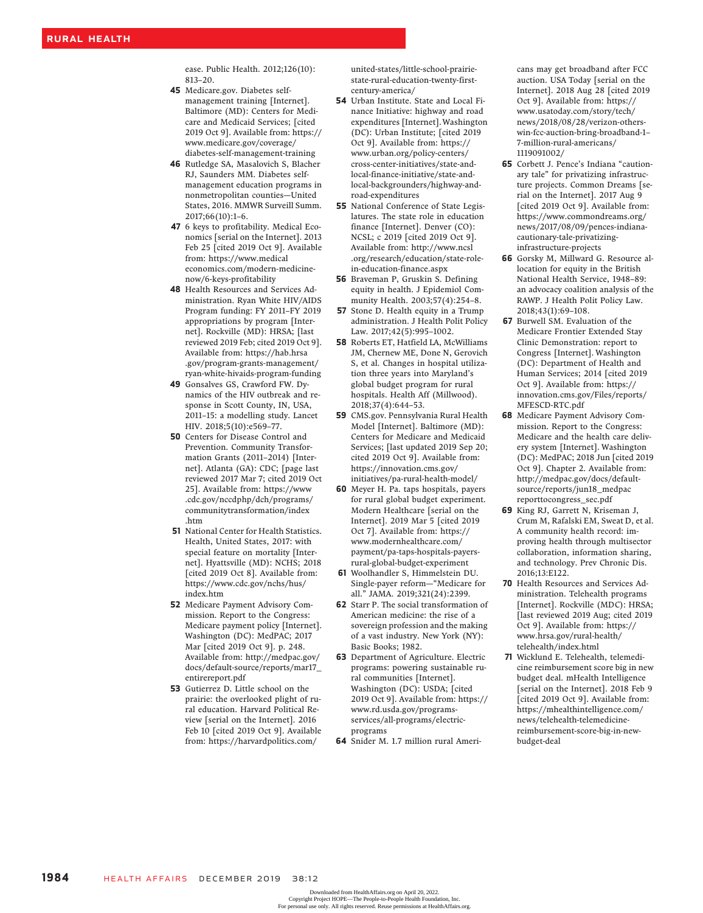ease. Public Health. 2012;126(10): 813–20.

45 Medicare.gov. Diabetes self-management training [Internet]. Baltimore (MD): Centers for Medicare and Medicaid Services; [cited 2019 Oct 9]. Available from: https://www.medicare.gov/coverage/diabetes-self-management-training

46 Rutledge SA, Masalovich S, Blacher RJ, Saunders MM. Diabetes self-management education programs in nonmetropolitan counties—United States, 2016. MMWR Surveill Summ. 2017;66(10):1–6.

47 6 keys to profitability. Medical Economics [serial on the Internet]. 2013 Feb 25 [cited 2019 Oct 9]. Available from: https://www.medicaleconomics.com/modern-medicine-now/6-keys-profitability

48 Health Resources and Services Administration. Ryan White HIV/AIDS Program funding: FY 2011–FY 2019 appropriations by program [Internet]. Rockville (MD): HRSA; [last reviewed 2019 Feb; cited 2019 Oct 9]. Available from: https://hab.hrsa.gov/program-grants-management/ryan-white-hivaids-program-funding

49 Gonsalves GS, Crawford FW. Dynamics of the HIV outbreak and response in Scott County, IN, USA, 2011–15: a modelling study. Lancet HIV. 2018;5(10):e569–77.

50 Centers for Disease Control and Prevention. Community Transformation Grants (2011–2014) [Internet]. Atlanta (GA): CDC; [page last reviewed 2017 Mar 7; cited 2019 Oct 25]. Available from: https://www.cdc.gov/nccdphp/dch/programs/communitytransformation/index.htm

51 National Center for Health Statistics. Health, United States, 2017: with special feature on mortality [Internet]. Hyattsville (MD): NCHS; 2018 [cited 2019 Oct 8]. Available from: https://www.cdc.gov/nchs/hus/index.htm

52 Medicare Payment Advisory Commission. Report to the Congress: Medicare payment policy [Internet]. Washington (DC): MedPAC; 2017 Mar [cited 2019 Oct 9]. p. 248. Available from: http://medpac.gov/docs/default-source/reports/mar17_entirereport.pdf

53 Gutierrez D. Little school on the prairie: the overlooked plight of rural education. Harvard Political Review [serial on the Internet]. 2016 Feb 10 [cited 2019 Oct 9]. Available from: https://harvardpolitics.com/united-states/little-school-prairie-state-rural-education-twenty-first-century-america/

54 Urban Institute. State and Local Finance Initiative: highway and road expenditures [Internet]. Washington (DC): Urban Institute; [cited 2019 Oct 9]. Available from: https://www.urban.org/policy-centers/cross-center-initiatives/state-and-local-finance-initiative/state-and-local-backgrounders/highway-and-road-expenditures

55 National Conference of State Legislatures. The state role in education finance [Internet]. Denver (CO): NCSL; c 2019 [cited 2019 Oct 9]. Available from: http://www.ncsl.org/research/education/state-role-in-education-finance.aspx

56 Braveman P, Gruskin S. Defining equity in health. J Epidemiol Community Health. 2003;57(4):254–8.

57 Stone D. Health equity in a Trump administration. J Health Polit Policy Law. 2017;42(5):995–1002.

58 Roberts ET, Hatfield LA, McWilliams JM, Chernew ME, Done N, Gerovich S, et al. Changes in hospital utilization three years into Maryland's global budget program for rural hospitals. Health Aff (Millwood). 2018;37(4):644–53.

59 CMS.gov. Pennsylvania Rural Health Model [Internet]. Baltimore (MD): Centers for Medicare and Medicaid Services; [last updated 2019 Sep 20; cited 2019 Oct 9]. Available from: https://innovation.cms.gov/initiatives/pa-rural-health-model/

60 Meyer H. Pa. taps hospitals, payers for rural global budget experiment. Modern Healthcare [serial on the Internet]. 2019 Mar 5 [cited 2019 Oct 7]. Available from: https://www.modernhealthcare.com/payment/pa-taps-hospitals-payers-rural-global-budget-experiment

61 Woolhandler S, Himmelstein DU. Single-payer reform—"Medicare for all." JAMA. 2019;321(24):2399.

62 Starr P. The social transformation of American medicine: the rise of a sovereign profession and the making of a vast industry. New York (NY): Basic Books; 1982.

63 Department of Agriculture. Electric programs: powering sustainable rural communities [Internet]. Washington (DC): USDA; [cited 2019 Oct 9]. Available from: https://www.rd.usda.gov/programs-services/all-programs/electric-programs

64 Snider M. 1.7 million rural Americans may get broadband after FCC auction. USA Today [serial on the Internet]. 2018 Aug 28 [cited 2019 Oct 9]. Available from: https://www.usatoday.com/story/tech/news/2018/08/28/verizon-others-win-fcc-auction-bring-broadband-1–7-million-rural-americans/1119091002/

65 Corbett J. Pence's Indiana "cautionary tale" for privatizing infrastructure projects. Common Dreams [serial on the Internet]. 2017 Aug 9 [cited 2019 Oct 9]. Available from: https://www.commondreams.org/news/2017/08/09/pences-indiana-cautionary-tale-privatizing-infrastructure-projects

66 Gorsky M, Millward G. Resource allocation for equity in the British National Health Service, 1948–89: an advocacy coalition analysis of the RAWP. J Health Polit Policy Law. 2018;43(1):69–108.

67 Burwell SM. Evaluation of the Medicare Frontier Extended Stay Clinic Demonstration: report to Congress [Internet]. Washington (DC): Department of Health and Human Services; 2014 [cited 2019 Oct 9]. Available from: https://innovation.cms.gov/Files/reports/MFESCD-RTC.pdf

68 Medicare Payment Advisory Commission. Report to the Congress: Medicare and the health care delivery system [Internet]. Washington (DC): MedPAC; 2018 Jun [cited 2019 Oct 9]. Chapter 2. Available from: http://medpac.gov/docs/default-source/reports/jun18_medpacreporttocongress_sec.pdf

69 King RJ, Garrett N, Kriseman J, Crum M, Rafalski EM, Sweat D, et al. A community health record: improving health through multisector collaboration, information sharing, and technology. Prev Chronic Dis. 2016;13:E122.

70 Health Resources and Services Administration. Telehealth programs [Internet]. Rockville (MDC): HRSA; [last reviewed 2019 Aug; cited 2019 Oct 9]. Available from: https://www.hrsa.gov/rural-health/telehealth/index.html

71 Wicklund E. Telehealth, telemedicine reimbursement score big in new budget deal. mHealth Intelligence [serial on the Internet]. 2018 Feb 9 [cited 2019 Oct 9]. Available from: https://mhealthintelligence.com/news/telehealth-telemedicine-reimbursement-score-big-in-new-budget-deal